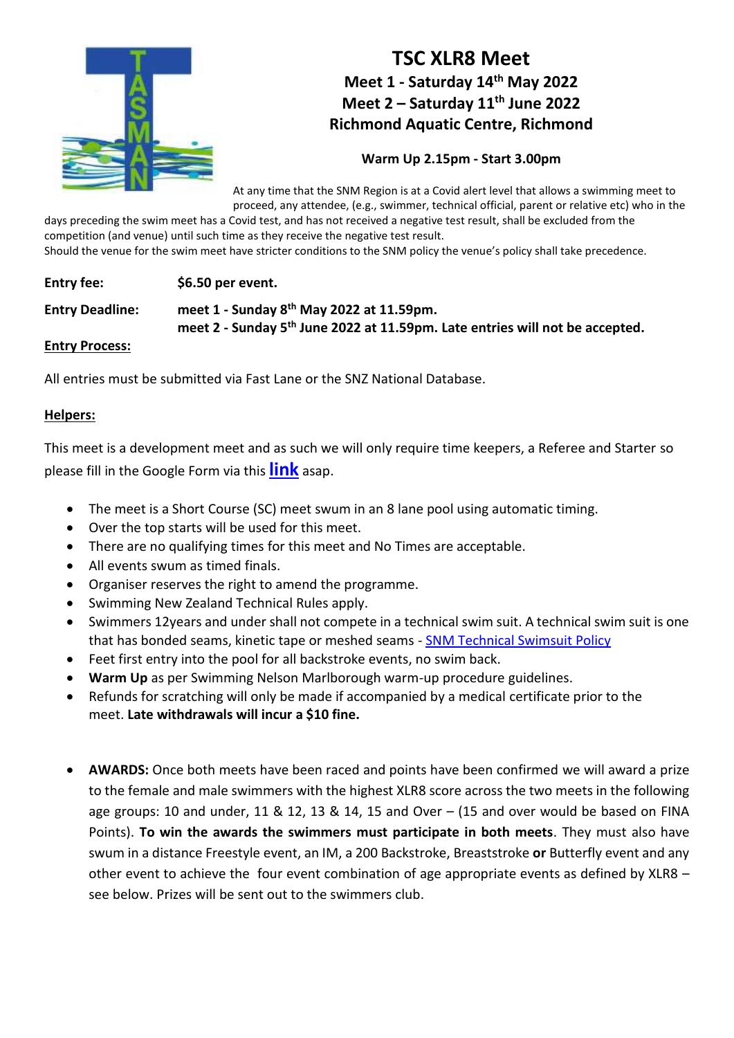# TSC XLR8 Meet

## Meet 1 - Saturday 14th May 2022

## Meet 2 – Saturday 11th June 2022

## Richmond Aquatic Centre, Richmond

**Warm Up 2.15pm - Start 3.00pm**

At any time that the SNM Region is at a Covid alert level that allows a swimming meet to proceed, any attendee, (e.g., swimmer, technical official, parent or relative etc) who in the days preceding the swim meet has a Covid test, and has not received a negative test result, shall be excluded from the competition (and venue) until such time as they receive the negative test result.
Should the venue for the swim meet have stricter conditions to the SNM policy the venue's policy shall take precedence.

**Entry fee:** **$6.50 per event.**

**Entry Deadline:** **meet 1 - Sunday 8th May 2022 at 11.59pm.**
**meet 2 - Sunday 5th June 2022 at 11.59pm. Late entries will not be accepted.**

**Entry Process:**

All entries must be submitted via Fast Lane or the SNZ National Database.

**Helpers:**

This meet is a development meet and as such we will only require time keepers, a Referee and Starter so please fill in the Google Form via this **link** asap.

- The meet is a Short Course (SC) meet swum in an 8 lane pool using automatic timing.
- Over the top starts will be used for this meet.
- There are no qualifying times for this meet and No Times are acceptable.
- All events swum as timed finals.
- Organiser reserves the right to amend the programme.
- Swimming New Zealand Technical Rules apply.
- Swimmers 12years and under shall not compete in a technical swim suit. A technical swim suit is one that has bonded seams, kinetic tape or meshed seams - SNM Technical Swimsuit Policy
- Feet first entry into the pool for all backstroke events, no swim back.
- **Warm Up** as per Swimming Nelson Marlborough warm-up procedure guidelines.
- Refunds for scratching will only be made if accompanied by a medical certificate prior to the meet. **Late withdrawals will incur a $10 fine.**

- **AWARDS:** Once both meets have been raced and points have been confirmed we will award a prize to the female and male swimmers with the highest XLR8 score across the two meets in the following age groups: 10 and under, 11 & 12, 13 & 14, 15 and Over – (15 and over would be based on FINA Points). **To win the awards the swimmers must participate in both meets**. They must also have swum in a distance Freestyle event, an IM, a 200 Backstroke, Breaststroke **or** Butterfly event and any other event to achieve the four event combination of age appropriate events as defined by XLR8 – see below. Prizes will be sent out to the swimmers club.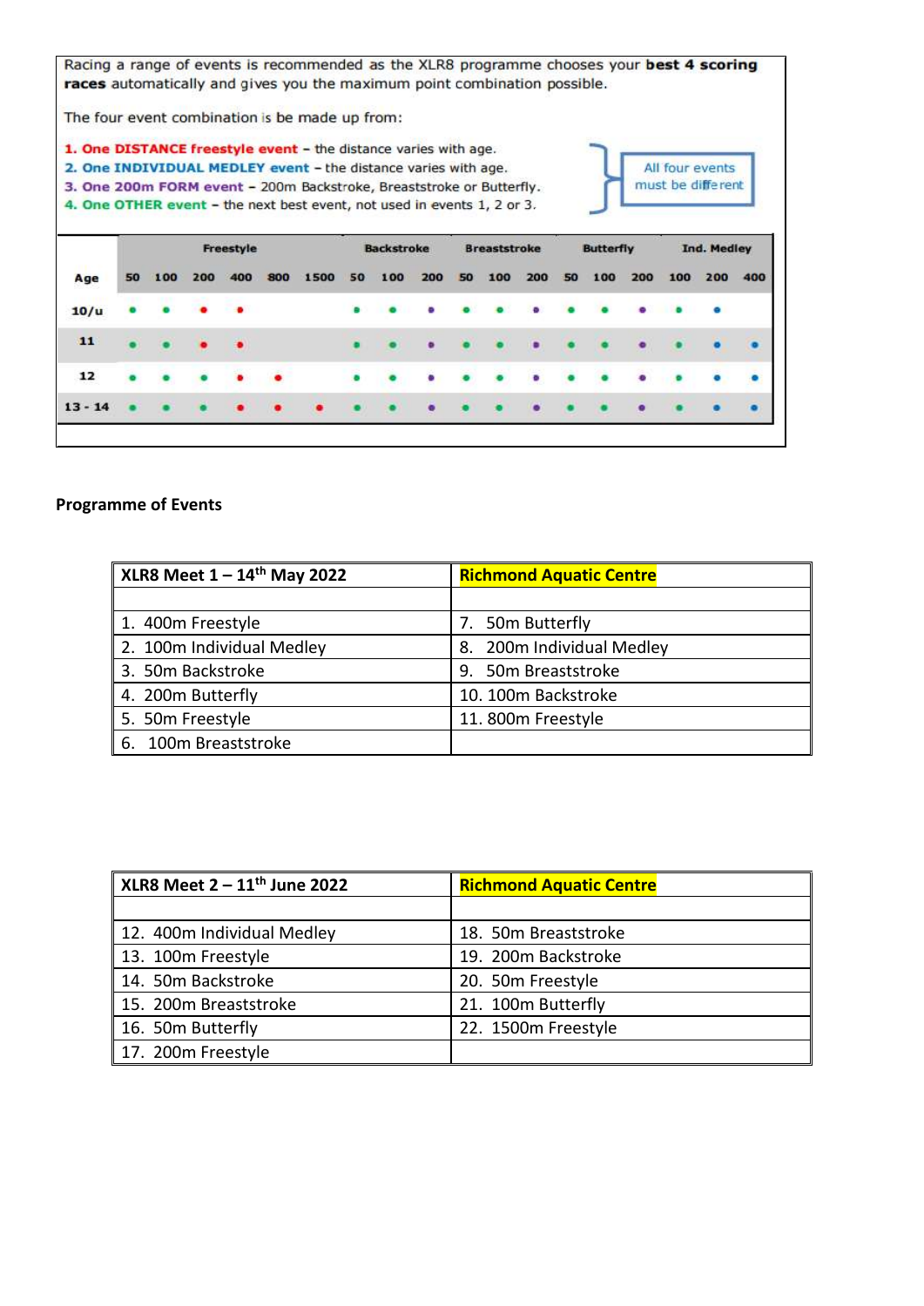Racing a range of events is recommended as the XLR8 programme chooses your **best 4 scoring races** automatically and gives you the maximum point combination possible.

The four event combination is be made up from:

1. **One DISTANCE freestyle event** – the distance varies with age.
2. **One INDIVIDUAL MEDLEY event** – the distance varies with age.
3. **One 200m FORM event** – 200m Backstroke, Breaststroke or Butterfly.
4. **One OTHER event** – the next best event, not used in events 1, 2 or 3.

All four events must be different

| | Freestyle | | | | | | Backstroke | | | Breaststroke | | | Butterfly | | | Ind. Medley | | |
|---|---|---|---|---|---|---|---|---|---|---|---|---|---|---|---|---|---|---|
| **Age** | **50** | **100** | **200** | **400** | **800** | **1500** | **50** | **100** | **200** | **50** | **100** | **200** | **50** | **100** | **200** | **100** | **200** | **400** |
| **10/u** | • | • | • | • | | | • | • | • | • | • | • | • | • | • | • | • | |
| **11** | • | • | • | • | | | • | • | • | • | • | • | • | • | • | • | • | • |
| **12** | • | • | • | • | • | | • | • | • | • | • | • | • | • | • | • | • | • |
| **13 - 14** | • | • | • | • | • | • | • | • | • | • | • | • | • | • | • | • | • | • |

**Programme of Events**

| **XLR8 Meet 1 – 14th May 2022** | **Richmond Aquatic Centre** |
|---|---|
| | |
| 1. 400m Freestyle | 7. 50m Butterfly |
| 2. 100m Individual Medley | 8. 200m Individual Medley |
| 3. 50m Backstroke | 9. 50m Breaststroke |
| 4. 200m Butterfly | 10. 100m Backstroke |
| 5. 50m Freestyle | 11. 800m Freestyle |
| 6. 100m Breaststroke | |

| **XLR8 Meet 2 – 11th June 2022** | **Richmond Aquatic Centre** |
|---|---|
| | |
| 12. 400m Individual Medley | 18. 50m Breaststroke |
| 13. 100m Freestyle | 19. 200m Backstroke |
| 14. 50m Backstroke | 20. 50m Freestyle |
| 15. 200m Breaststroke | 21. 100m Butterfly |
| 16. 50m Butterfly | 22. 1500m Freestyle |
| 17. 200m Freestyle | |